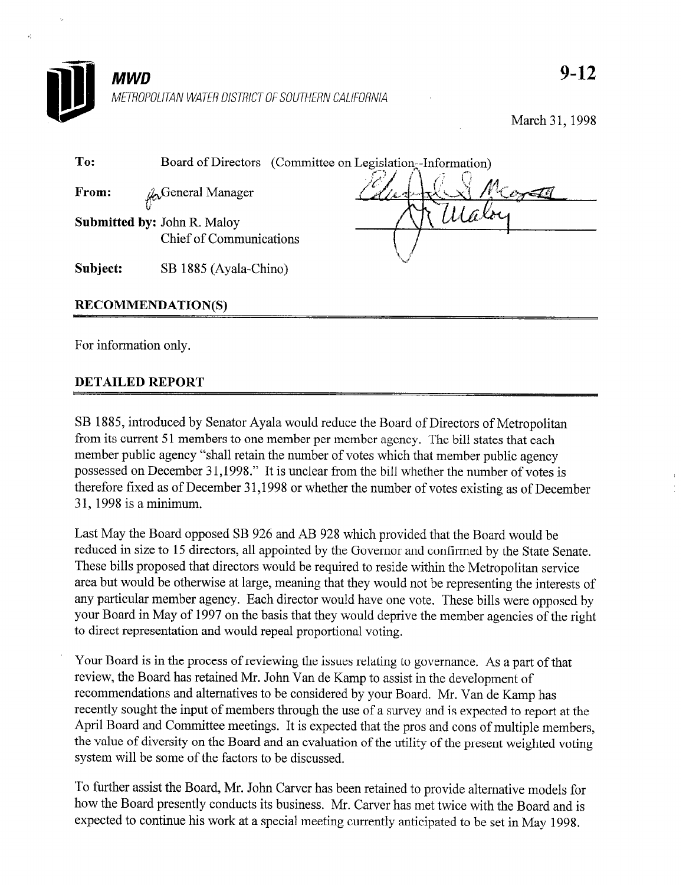# MWD

*METROPOLITAN WATER DISTRICT OF SOUTHERN CALIFORNIA*

**9-12**

March 31, 1998

**To:** Board of Directors (Committee on Legislation--Information)

**From:** General Manager

**Submitted by:** John R. Maloy
Chief of Communications

**Subject:** SB 1885 (Ayala-Chino)

## RECOMMENDATION(S)

For information only.

## DETAILED REPORT

SB 1885, introduced by Senator Ayala would reduce the Board of Directors of Metropolitan from its current 51 members to one member per member agency. The bill states that each member public agency "shall retain the number of votes which that member public agency possessed on December 31,1998." It is unclear from the bill whether the number of votes is therefore fixed as of December 31,1998 or whether the number of votes existing as of December 31, 1998 is a minimum.

Last May the Board opposed SB 926 and AB 928 which provided that the Board would be reduced in size to 15 directors, all appointed by the Governor and confirmed by the State Senate. These bills proposed that directors would be required to reside within the Metropolitan service area but would be otherwise at large, meaning that they would not be representing the interests of any particular member agency. Each director would have one vote. These bills were opposed by your Board in May of 1997 on the basis that they would deprive the member agencies of the right to direct representation and would repeal proportional voting.

Your Board is in the process of reviewing the issues relating to governance. As a part of that review, the Board has retained Mr. John Van de Kamp to assist in the development of recommendations and alternatives to be considered by your Board. Mr. Van de Kamp has recently sought the input of members through the use of a survey and is expected to report at the April Board and Committee meetings. It is expected that the pros and cons of multiple members, the value of diversity on the Board and an evaluation of the utility of the present weighted voting system will be some of the factors to be discussed.

To further assist the Board, Mr. John Carver has been retained to provide alternative models for how the Board presently conducts its business. Mr. Carver has met twice with the Board and is expected to continue his work at a special meeting currently anticipated to be set in May 1998.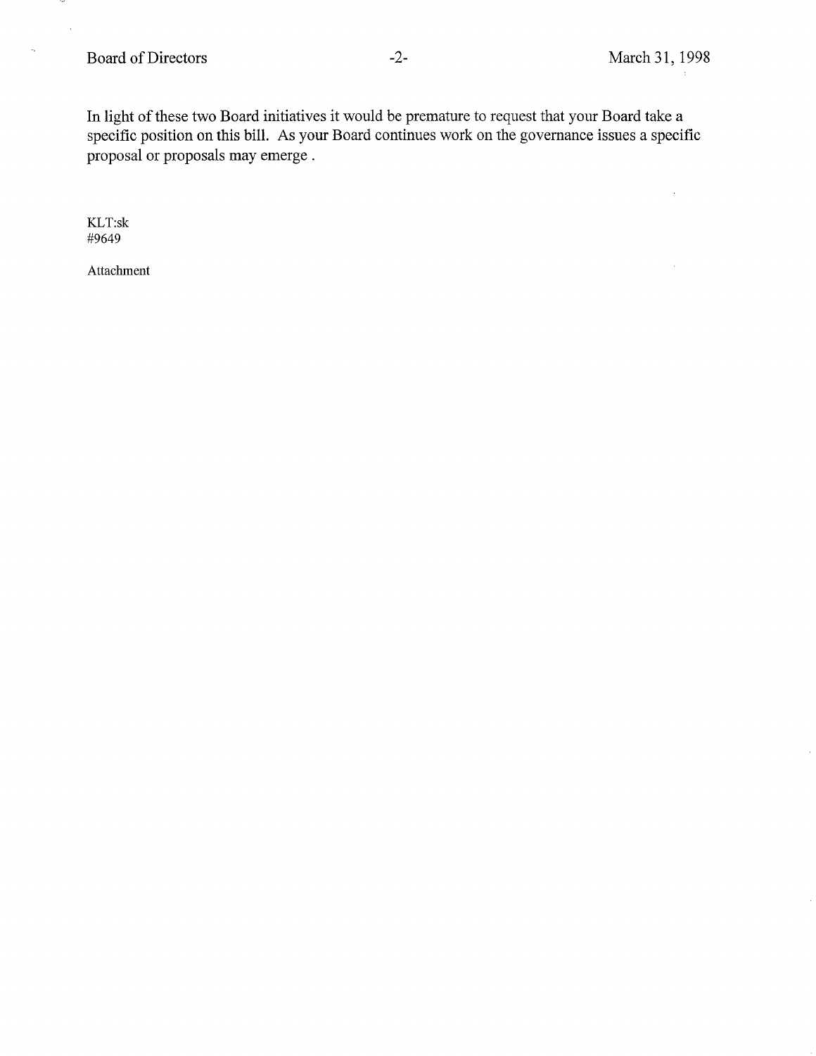In light of these two Board initiatives it would be premature to request that your Board take a specific position on this bill. As your Board continues work on the governance issues a specific proposal or proposals may emerge .

KLT:sk
#9649

Attachment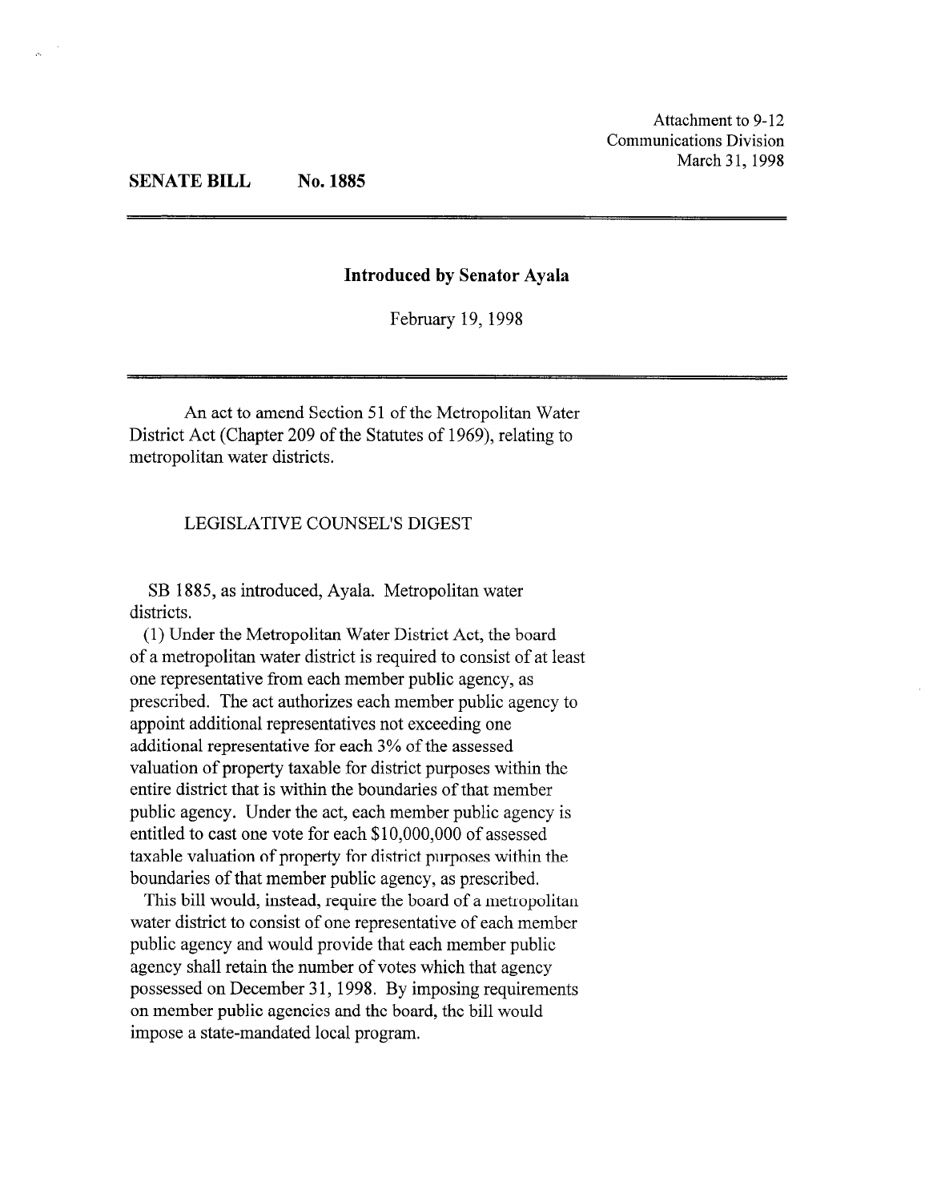Attachment to 9-12
Communications Division
March 31, 1998

**SENATE BILL No. 1885**

**Introduced by Senator Ayala**

February 19, 1998

An act to amend Section 51 of the Metropolitan Water District Act (Chapter 209 of the Statutes of 1969), relating to metropolitan water districts.

LEGISLATIVE COUNSEL'S DIGEST

SB 1885, as introduced, Ayala. Metropolitan water districts.

(1) Under the Metropolitan Water District Act, the board of a metropolitan water district is required to consist of at least one representative from each member public agency, as prescribed. The act authorizes each member public agency to appoint additional representatives not exceeding one additional representative for each 3% of the assessed valuation of property taxable for district purposes within the entire district that is within the boundaries of that member public agency. Under the act, each member public agency is entitled to cast one vote for each $10,000,000 of assessed taxable valuation of property for district purposes within the boundaries of that member public agency, as prescribed.

This bill would, instead, require the board of a metropolitan water district to consist of one representative of each member public agency and would provide that each member public agency shall retain the number of votes which that agency possessed on December 31, 1998. By imposing requirements on member public agencies and the board, the bill would impose a state-mandated local program.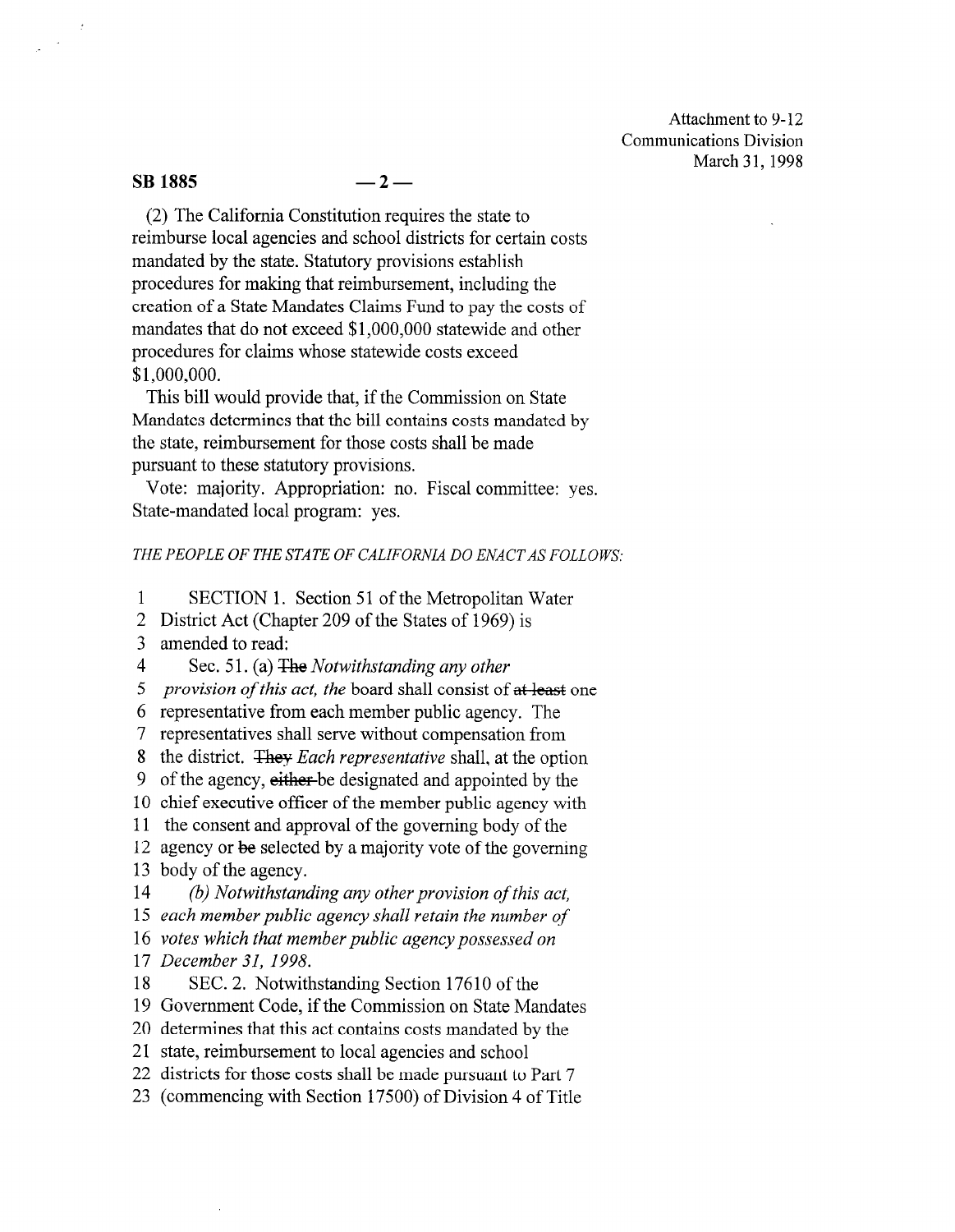Attachment to 9-12
Communications Division
March 31, 1998

**SB 1885 — 2 —**

(2) The California Constitution requires the state to reimburse local agencies and school districts for certain costs mandated by the state. Statutory provisions establish procedures for making that reimbursement, including the creation of a State Mandates Claims Fund to pay the costs of mandates that do not exceed $1,000,000 statewide and other procedures for claims whose statewide costs exceed $1,000,000.

This bill would provide that, if the Commission on State Mandates determines that the bill contains costs mandated by the state, reimbursement for those costs shall be made pursuant to these statutory provisions.

Vote: majority. Appropriation: no. Fiscal committee: yes. State-mandated local program: yes.

*THE PEOPLE OF THE STATE OF CALIFORNIA DO ENACT AS FOLLOWS:*

1 SECTION 1. Section 51 of the Metropolitan Water
2 District Act (Chapter 209 of the States of 1969) is
3 amended to read:
4 Sec. 51. (a) ~~The~~ *Notwithstanding any other*
5 *provision of this act, the* board shall consist of ~~at least~~ one
6 representative from each member public agency. The
7 representatives shall serve without compensation from
8 the district. ~~They~~ *Each representative* shall, at the option
9 of the agency, ~~either~~ be designated and appointed by the
10 chief executive officer of the member public agency with
11 the consent and approval of the governing body of the
12 agency or ~~be~~ selected by a majority vote of the governing
13 body of the agency.
14 *(b) Notwithstanding any other provision of this act,*
15 *each member public agency shall retain the number of*
16 *votes which that member public agency possessed on*
17 *December 31, 1998.*
18 SEC. 2. Notwithstanding Section 17610 of the
19 Government Code, if the Commission on State Mandates
20 determines that this act contains costs mandated by the
21 state, reimbursement to local agencies and school
22 districts for those costs shall be made pursuant to Part 7
23 (commencing with Section 17500) of Division 4 of Title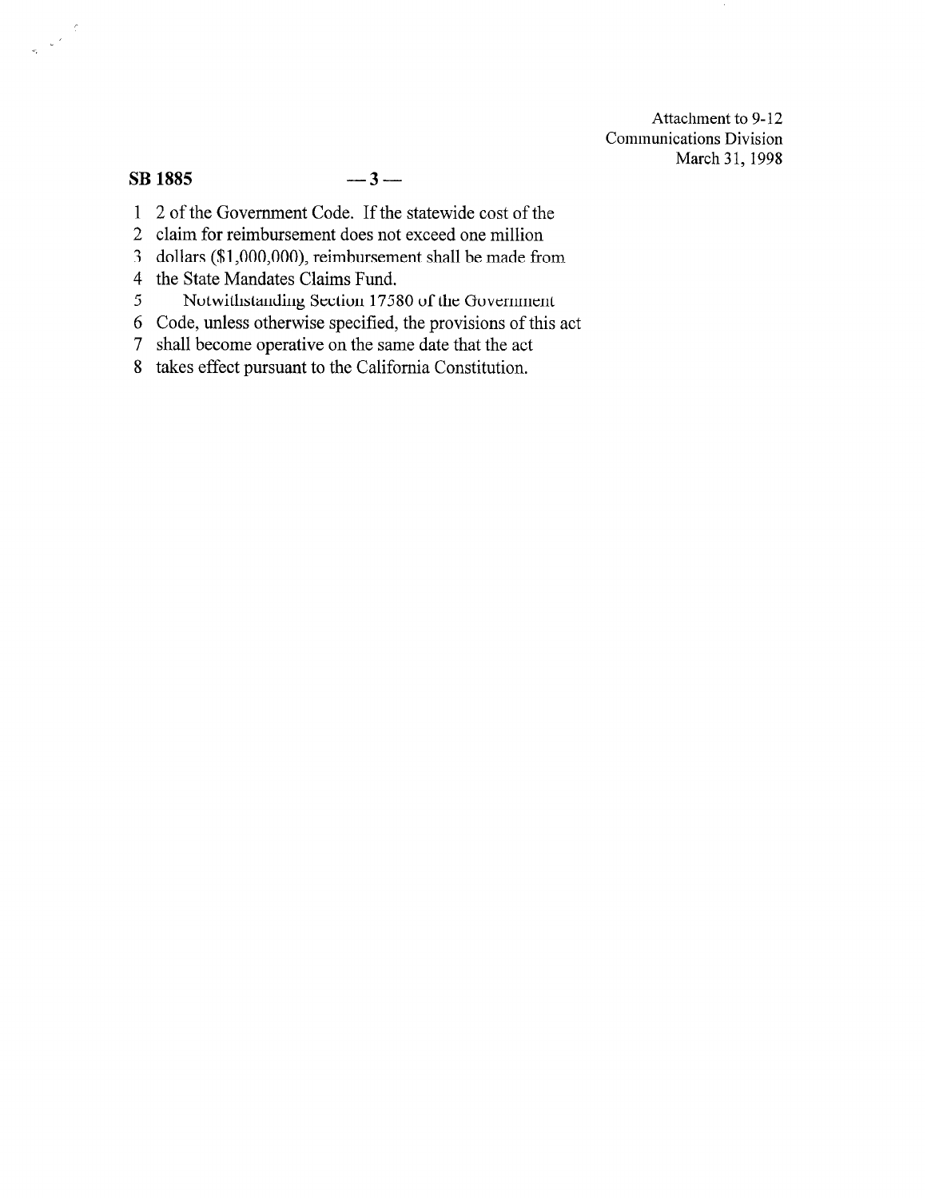Attachment to 9-12
Communications Division
March 31, 1998

**SB 1885**

1 2 of the Government Code. If the statewide cost of the
2 claim for reimbursement does not exceed one million
3 dollars ($1,000,000), reimbursement shall be made from
4 the State Mandates Claims Fund.
5 Notwithstanding Section 17580 of the Government
6 Code, unless otherwise specified, the provisions of this act
7 shall become operative on the same date that the act
8 takes effect pursuant to the California Constitution.